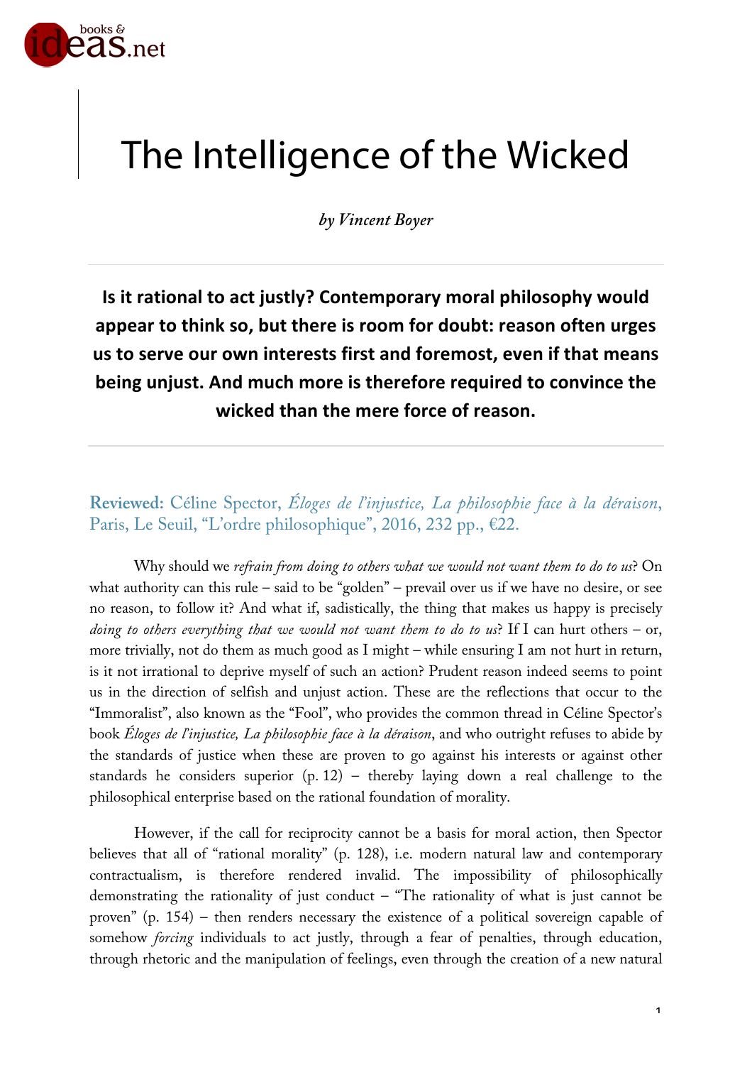# The Intelligence of the Wicked

*by Vincent Boyer*

**Is it rational to act justly? Contemporary moral philosophy would appear to think so, but there is room for doubt: reason often urges us to serve our own interests first and foremost, even if that means being unjust. And much more is therefore required to convince the wicked than the mere force of reason.**

**Reviewed:** Céline Spector, *Éloges de l'injustice, La philosophie face à la déraison*, Paris, Le Seuil, "L'ordre philosophique", 2016, 232 pp., €22.

Why should we *refrain from doing to others what we would not want them to do to us*? On what authority can this rule – said to be "golden" – prevail over us if we have no desire, or see no reason, to follow it? And what if, sadistically, the thing that makes us happy is precisely *doing to others everything that we would not want them to do to us*? If I can hurt others – or, more trivially, not do them as much good as I might – while ensuring I am not hurt in return, is it not irrational to deprive myself of such an action? Prudent reason indeed seems to point us in the direction of selfish and unjust action. These are the reflections that occur to the "Immoralist", also known as the "Fool", who provides the common thread in Céline Spector's book *Éloges de l'injustice, La philosophie face à la déraison*, and who outright refuses to abide by the standards of justice when these are proven to go against his interests or against other standards he considers superior (p. 12) – thereby laying down a real challenge to the philosophical enterprise based on the rational foundation of morality.

However, if the call for reciprocity cannot be a basis for moral action, then Spector believes that all of "rational morality" (p. 128), i.e. modern natural law and contemporary contractualism, is therefore rendered invalid. The impossibility of philosophically demonstrating the rationality of just conduct – "The rationality of what is just cannot be proven" (p. 154) – then renders necessary the existence of a political sovereign capable of somehow *forcing* individuals to act justly, through a fear of penalties, through education, through rhetoric and the manipulation of feelings, even through the creation of a new natural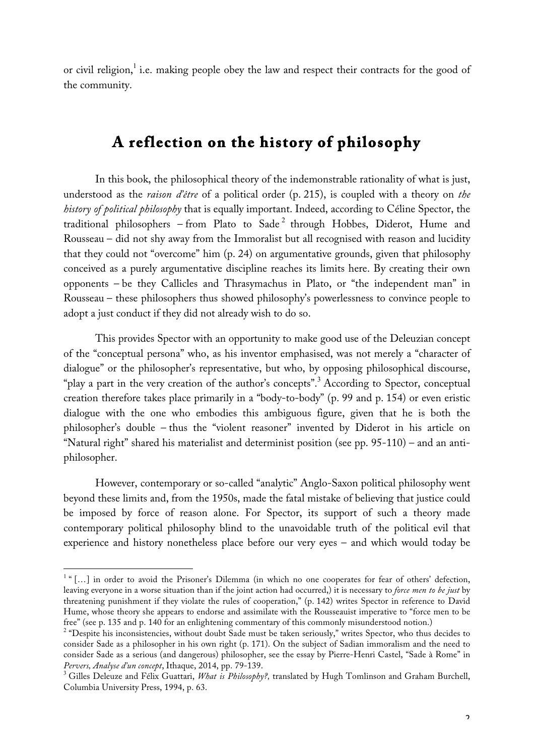or civil religion,[1] i.e. making people obey the law and respect their contracts for the good of the community.

## A reflection on the history of philosophy

In this book, the philosophical theory of the indemonstrable rationality of what is just, understood as the *raison d'être* of a political order (p. 215), is coupled with a theory on *the history of political philosophy* that is equally important. Indeed, according to Céline Spector, the traditional philosophers – from Plato to Sade[2] through Hobbes, Diderot, Hume and Rousseau – did not shy away from the Immoralist but all recognised with reason and lucidity that they could not "overcome" him (p. 24) on argumentative grounds, given that philosophy conceived as a purely argumentative discipline reaches its limits here. By creating their own opponents – be they Callicles and Thrasymachus in Plato, or "the independent man" in Rousseau – these philosophers thus showed philosophy's powerlessness to convince people to adopt a just conduct if they did not already wish to do so.

This provides Spector with an opportunity to make good use of the Deleuzian concept of the "conceptual persona" who, as his inventor emphasised, was not merely a "character of dialogue" or the philosopher's representative, but who, by opposing philosophical discourse, "play a part in the very creation of the author's concepts".[3] According to Spector, conceptual creation therefore takes place primarily in a "body-to-body" (p. 99 and p. 154) or even eristic dialogue with the one who embodies this ambiguous figure, given that he is both the philosopher's double – thus the "violent reasoner" invented by Diderot in his article on "Natural right" shared his materialist and determinist position (see pp. 95-110) – and an anti-philosopher.

However, contemporary or so-called "analytic" Anglo-Saxon political philosophy went beyond these limits and, from the 1950s, made the fatal mistake of believing that justice could be imposed by force of reason alone. For Spector, its support of such a theory made contemporary political philosophy blind to the unavoidable truth of the political evil that experience and history nonetheless place before our very eyes – and which would today be

---

[1] "[…] in order to avoid the Prisoner's Dilemma (in which no one cooperates for fear of others' defection, leaving everyone in a worse situation than if the joint action had occurred,) it is necessary to *force men to be just* by threatening punishment if they violate the rules of cooperation," (p. 142) writes Spector in reference to David Hume, whose theory she appears to endorse and assimilate with the Rousseauist imperative to "force men to be free" (see p. 135 and p. 140 for an enlightening commentary of this commonly misunderstood notion.)

[2] "Despite his inconsistencies, without doubt Sade must be taken seriously," writes Spector, who thus decides to consider Sade as a philosopher in his own right (p. 171). On the subject of Sadian immoralism and the need to consider Sade as a serious (and dangerous) philosopher, see the essay by Pierre-Henri Castel, "Sade à Rome" in *Pervers, Analyse d'un concept*, Ithaque, 2014, pp. 79-139.

[3] Gilles Deleuze and Félix Guattari, *What is Philosophy?,* translated by Hugh Tomlinson and Graham Burchell, Columbia University Press, 1994, p. 63.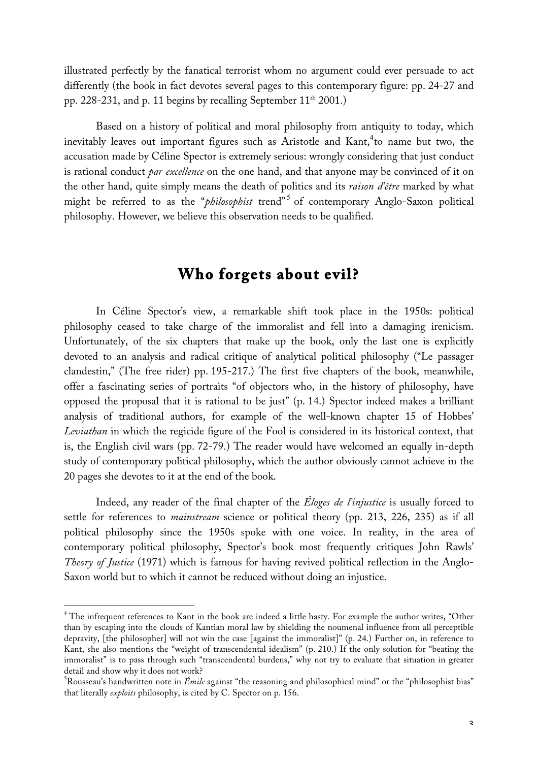illustrated perfectly by the fanatical terrorist whom no argument could ever persuade to act differently (the book in fact devotes several pages to this contemporary figure: pp. 24-27 and pp. 228-231, and p. 11 begins by recalling September 11th 2001.)

Based on a history of political and moral philosophy from antiquity to today, which inevitably leaves out important figures such as Aristotle and Kant,[4] to name but two, the accusation made by Céline Spector is extremely serious: wrongly considering that just conduct is rational conduct *par excellence* on the one hand, and that anyone may be convinced of it on the other hand, quite simply means the death of politics and its *raison d'être* marked by what might be referred to as the "*philosophist* trend"[5] of contemporary Anglo-Saxon political philosophy. However, we believe this observation needs to be qualified.

## Who forgets about evil?

In Céline Spector's view, a remarkable shift took place in the 1950s: political philosophy ceased to take charge of the immoralist and fell into a damaging irenicism. Unfortunately, of the six chapters that make up the book, only the last one is explicitly devoted to an analysis and radical critique of analytical political philosophy ("Le passager clandestin," (The free rider) pp. 195-217.) The first five chapters of the book, meanwhile, offer a fascinating series of portraits "of objectors who, in the history of philosophy, have opposed the proposal that it is rational to be just" (p. 14.) Spector indeed makes a brilliant analysis of traditional authors, for example of the well-known chapter 15 of Hobbes' *Leviathan* in which the regicide figure of the Fool is considered in its historical context, that is, the English civil wars (pp. 72-79.) The reader would have welcomed an equally in-depth study of contemporary political philosophy, which the author obviously cannot achieve in the 20 pages she devotes to it at the end of the book.

Indeed, any reader of the final chapter of the *Éloges de l'injustice* is usually forced to settle for references to *mainstream* science or political theory (pp. 213, 226, 235) as if all political philosophy since the 1950s spoke with one voice. In reality, in the area of contemporary political philosophy, Spector's book most frequently critiques John Rawls' *Theory of Justice* (1971) which is famous for having revived political reflection in the Anglo-Saxon world but to which it cannot be reduced without doing an injustice.

---

[4] The infrequent references to Kant in the book are indeed a little hasty. For example the author writes, "Other than by escaping into the clouds of Kantian moral law by shielding the noumenal influence from all perceptible depravity, [the philosopher] will not win the case [against the immoralist]" (p. 24.) Further on, in reference to Kant, she also mentions the "weight of transcendental idealism" (p. 210.) If the only solution for "beating the immoralist" is to pass through such "transcendental burdens," why not try to evaluate that situation in greater detail and show why it does not work?

[5] Rousseau's handwritten note in *Émile* against "the reasoning and philosophical mind" or the "philosophist bias" that literally *exploits* philosophy, is cited by C. Spector on p. 156.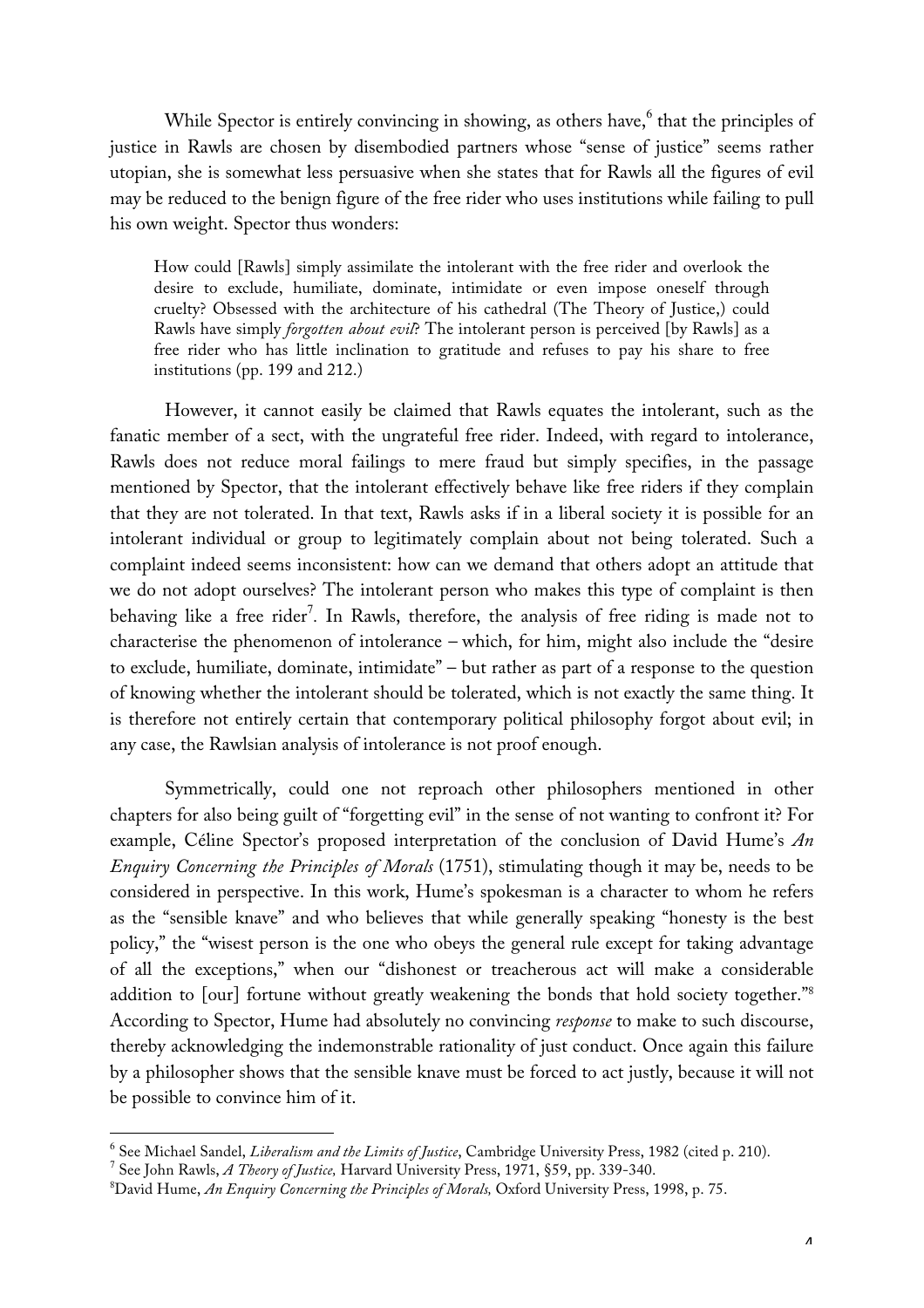While Spector is entirely convincing in showing, as others have,[6] that the principles of justice in Rawls are chosen by disembodied partners whose "sense of justice" seems rather utopian, she is somewhat less persuasive when she states that for Rawls all the figures of evil may be reduced to the benign figure of the free rider who uses institutions while failing to pull his own weight. Spector thus wonders:

> How could [Rawls] simply assimilate the intolerant with the free rider and overlook the desire to exclude, humiliate, dominate, intimidate or even impose oneself through cruelty? Obsessed with the architecture of his cathedral (The Theory of Justice,) could Rawls have simply *forgotten about evil*? The intolerant person is perceived [by Rawls] as a free rider who has little inclination to gratitude and refuses to pay his share to free institutions (pp. 199 and 212.)

However, it cannot easily be claimed that Rawls equates the intolerant, such as the fanatic member of a sect, with the ungrateful free rider. Indeed, with regard to intolerance, Rawls does not reduce moral failings to mere fraud but simply specifies, in the passage mentioned by Spector, that the intolerant effectively behave like free riders if they complain that they are not tolerated. In that text, Rawls asks if in a liberal society it is possible for an intolerant individual or group to legitimately complain about not being tolerated. Such a complaint indeed seems inconsistent: how can we demand that others adopt an attitude that we do not adopt ourselves? The intolerant person who makes this type of complaint is then behaving like a free rider[7]. In Rawls, therefore, the analysis of free riding is made not to characterise the phenomenon of intolerance – which, for him, might also include the "desire to exclude, humiliate, dominate, intimidate" – but rather as part of a response to the question of knowing whether the intolerant should be tolerated, which is not exactly the same thing. It is therefore not entirely certain that contemporary political philosophy forgot about evil; in any case, the Rawlsian analysis of intolerance is not proof enough.

Symmetrically, could one not reproach other philosophers mentioned in other chapters for also being guilt of "forgetting evil" in the sense of not wanting to confront it? For example, Céline Spector's proposed interpretation of the conclusion of David Hume's *An Enquiry Concerning the Principles of Morals* (1751), stimulating though it may be, needs to be considered in perspective. In this work, Hume's spokesman is a character to whom he refers as the "sensible knave" and who believes that while generally speaking "honesty is the best policy," the "wisest person is the one who obeys the general rule except for taking advantage of all the exceptions," when our "dishonest or treacherous act will make a considerable addition to [our] fortune without greatly weakening the bonds that hold society together."[8] According to Spector, Hume had absolutely no convincing *response* to make to such discourse, thereby acknowledging the indemonstrable rationality of just conduct. Once again this failure by a philosopher shows that the sensible knave must be forced to act justly, because it will not be possible to convince him of it.

---

[6] See Michael Sandel, *Liberalism and the Limits of Justice*, Cambridge University Press, 1982 (cited p. 210).

[7] See John Rawls, *A Theory of Justice,* Harvard University Press, 1971, §59, pp. 339-340.

[8] David Hume, *An Enquiry Concerning the Principles of Morals,* Oxford University Press, 1998, p. 75.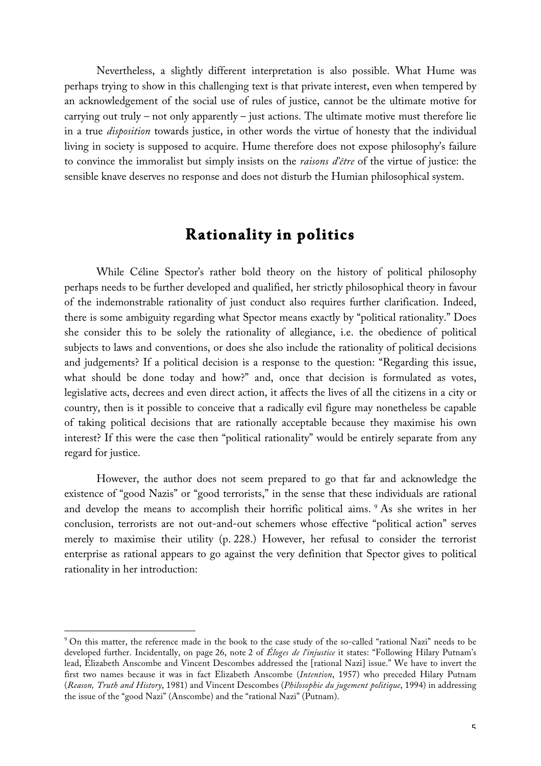Nevertheless, a slightly different interpretation is also possible. What Hume was perhaps trying to show in this challenging text is that private interest, even when tempered by an acknowledgement of the social use of rules of justice, cannot be the ultimate motive for carrying out truly – not only apparently – just actions. The ultimate motive must therefore lie in a true *disposition* towards justice, in other words the virtue of honesty that the individual living in society is supposed to acquire. Hume therefore does not expose philosophy's failure to convince the immoralist but simply insists on the *raisons d'être* of the virtue of justice: the sensible knave deserves no response and does not disturb the Humian philosophical system.

## Rationality in politics

While Céline Spector's rather bold theory on the history of political philosophy perhaps needs to be further developed and qualified, her strictly philosophical theory in favour of the indemonstrable rationality of just conduct also requires further clarification. Indeed, there is some ambiguity regarding what Spector means exactly by "political rationality." Does she consider this to be solely the rationality of allegiance, i.e. the obedience of political subjects to laws and conventions, or does she also include the rationality of political decisions and judgements? If a political decision is a response to the question: "Regarding this issue, what should be done today and how?" and, once that decision is formulated as votes, legislative acts, decrees and even direct action, it affects the lives of all the citizens in a city or country, then is it possible to conceive that a radically evil figure may nonetheless be capable of taking political decisions that are rationally acceptable because they maximise his own interest? If this were the case then "political rationality" would be entirely separate from any regard for justice.

However, the author does not seem prepared to go that far and acknowledge the existence of "good Nazis" or "good terrorists," in the sense that these individuals are rational and develop the means to accomplish their horrific political aims.[9] As she writes in her conclusion, terrorists are not out-and-out schemers whose effective "political action" serves merely to maximise their utility (p. 228.) However, her refusal to consider the terrorist enterprise as rational appears to go against the very definition that Spector gives to political rationality in her introduction:

---

[9] On this matter, the reference made in the book to the case study of the so-called "rational Nazi" needs to be developed further. Incidentally, on page 26, note 2 of *Éloges de l'injustice* it states: "Following Hilary Putnam's lead, Elizabeth Anscombe and Vincent Descombes addressed the [rational Nazi] issue." We have to invert the first two names because it was in fact Elizabeth Anscombe (*Intention*, 1957) who preceded Hilary Putnam (*Reason, Truth and History*, 1981) and Vincent Descombes (*Philosophie du jugement politique*, 1994) in addressing the issue of the "good Nazi" (Anscombe) and the "rational Nazi" (Putnam).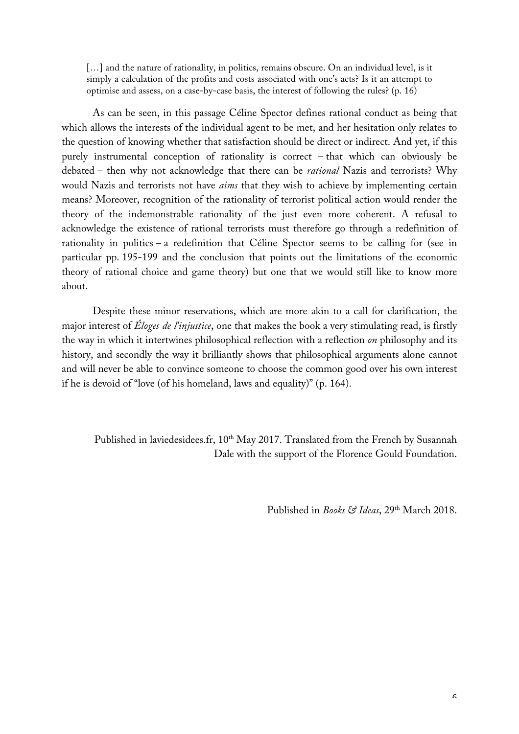> […] and the nature of rationality, in politics, remains obscure. On an individual level, is it simply a calculation of the profits and costs associated with one's acts? Is it an attempt to optimise and assess, on a case-by-case basis, the interest of following the rules? (p. 16)

As can be seen, in this passage Céline Spector defines rational conduct as being that which allows the interests of the individual agent to be met, and her hesitation only relates to the question of knowing whether that satisfaction should be direct or indirect. And yet, if this purely instrumental conception of rationality is correct – that which can obviously be debated – then why not acknowledge that there can be *rational* Nazis and terrorists? Why would Nazis and terrorists not have *aims* that they wish to achieve by implementing certain means? Moreover, recognition of the rationality of terrorist political action would render the theory of the indemonstrable rationality of the just even more coherent. A refusal to acknowledge the existence of rational terrorists must therefore go through a redefinition of rationality in politics – a redefinition that Céline Spector seems to be calling for (see in particular pp. 195-199 and the conclusion that points out the limitations of the economic theory of rational choice and game theory) but one that we would still like to know more about.

Despite these minor reservations, which are more akin to a call for clarification, the major interest of *Éloges de l'injustice*, one that makes the book a very stimulating read, is firstly the way in which it intertwines philosophical reflection with a reflection *on* philosophy and its history, and secondly the way it brilliantly shows that philosophical arguments alone cannot and will never be able to convince someone to choose the common good over his own interest if he is devoid of "love (of his homeland, laws and equality)" (p. 164).

Published in laviedesidees.fr, 10th May 2017. Translated from the French by Susannah Dale with the support of the Florence Gould Foundation.

Published in *Books & Ideas*, 29th March 2018.